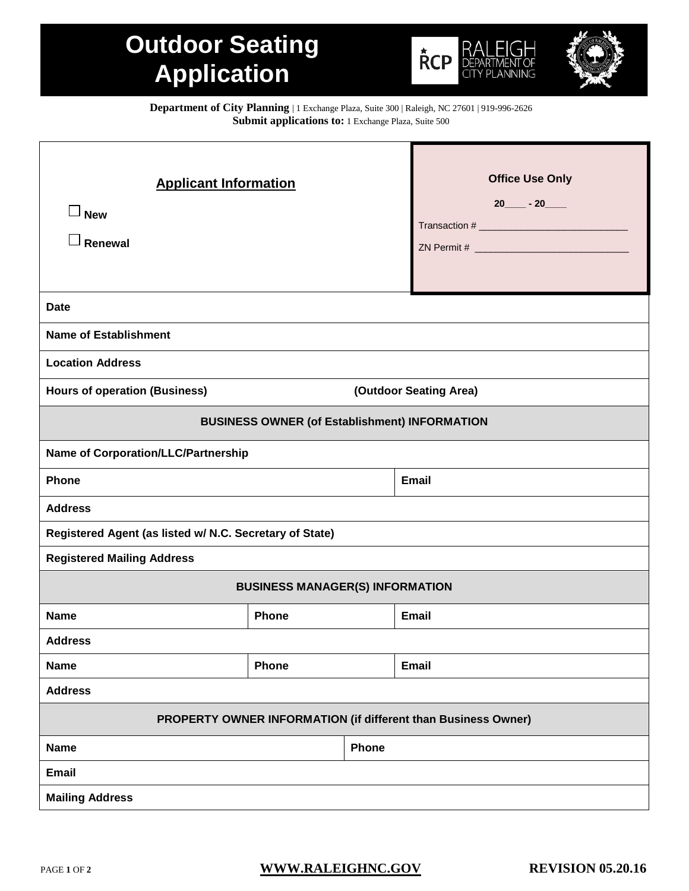# Outdoor Seating Application

**Department of City Planning** | 1 Exchange Plaza, Suite 300 | Raleigh, NC 27601 | 919-996-2626
**Submit applications to:** 1 Exchange Plaza, Suite 500

## Applicant Information

☐ **New**

☐ **Renewal**

**Office Use Only**

20____ - 20____

Transaction # ____________________________

ZN Permit # ______________________________

| | | |
|---|---|---|
| **Date** | | |
| **Name of Establishment** | | |
| **Location Address** | | |
| **Hours of operation (Business)** | **(Outdoor Seating Area)** | |
| **BUSINESS OWNER (of Establishment) INFORMATION** | | |
| **Name of Corporation/LLC/Partnership** | | |
| **Phone** | | **Email** |
| **Address** | | |
| **Registered Agent (as listed w/ N.C. Secretary of State)** | | |
| **Registered Mailing Address** | | |
| **BUSINESS MANAGER(S) INFORMATION** | | |
| **Name** | **Phone** | **Email** |
| **Address** | | |
| **Name** | **Phone** | **Email** |
| **Address** | | |
| **PROPERTY OWNER INFORMATION (if different than Business Owner)** | | |
| **Name** | **Phone** | |
| **Email** | | |
| **Mailing Address** | | |

**WWW.RALEIGHNC.GOV** **REVISION 05.20.16**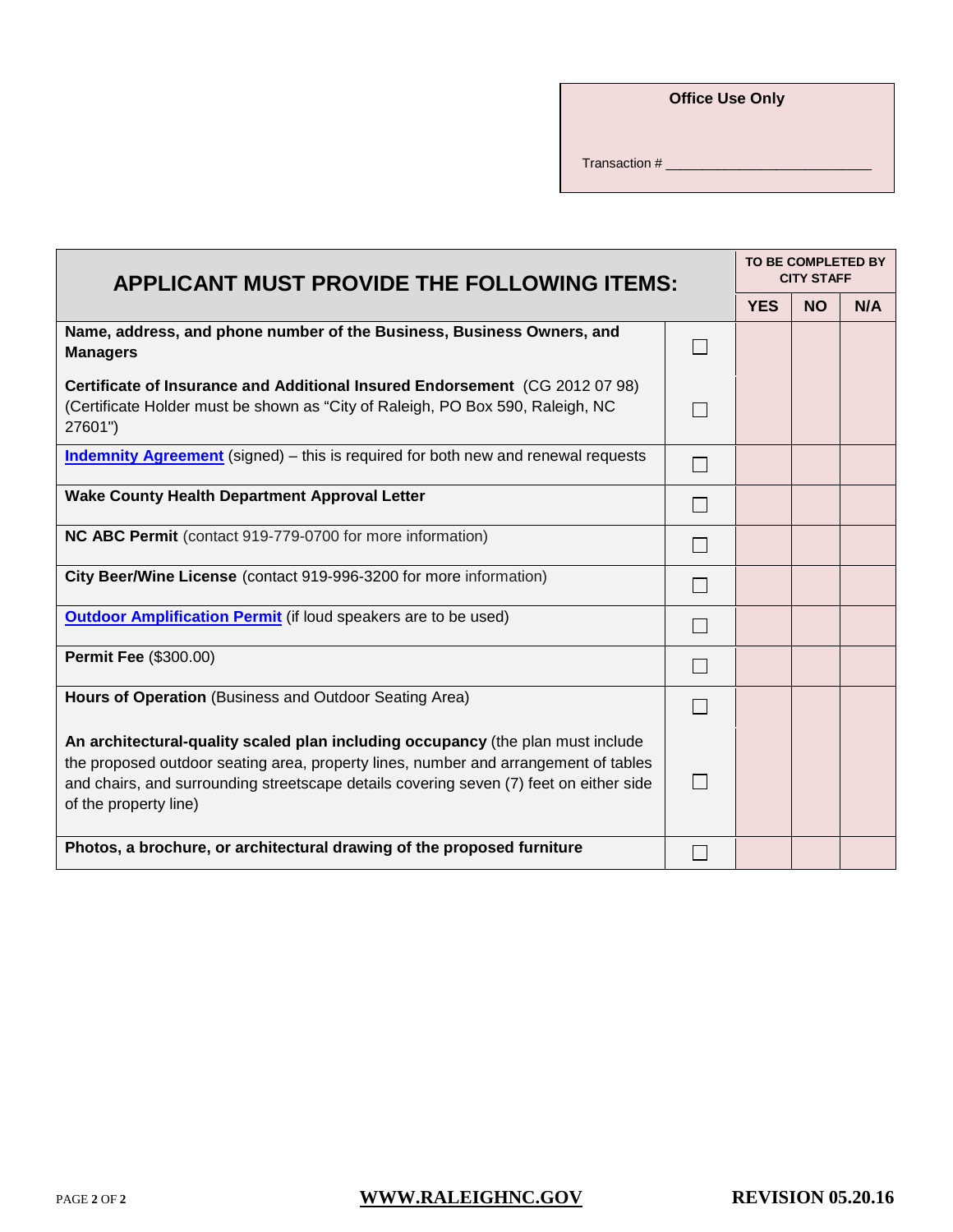**Office Use Only**

Transaction # ___________________________

| APPLICANT MUST PROVIDE THE FOLLOWING ITEMS: | | TO BE COMPLETED BY CITY STAFF | | |
|---|---|---|---|---|
| | | **YES** | **NO** | **N/A** |
| **Name, address, and phone number of the Business, Business Owners, and Managers** | ☐ | | | |
| **Certificate of Insurance and Additional Insured Endorsement** (CG 2012 07 98) (Certificate Holder must be shown as "City of Raleigh, PO Box 590, Raleigh, NC 27601") | ☐ | | | |
| **Indemnity Agreement** (signed) – this is required for both new and renewal requests | ☐ | | | |
| **Wake County Health Department Approval Letter** | ☐ | | | |
| **NC ABC Permit** (contact 919-779-0700 for more information) | ☐ | | | |
| **City Beer/Wine License** (contact 919-996-3200 for more information) | ☐ | | | |
| **Outdoor Amplification Permit** (if loud speakers are to be used) | ☐ | | | |
| **Permit Fee** ($300.00) | ☐ | | | |
| **Hours of Operation** (Business and Outdoor Seating Area) | ☐ | | | |
| **An architectural-quality scaled plan including occupancy** (the plan must include the proposed outdoor seating area, property lines, number and arrangement of tables and chairs, and surrounding streetscape details covering seven (7) feet on either side of the property line) | ☐ | | | |
| **Photos, a brochure, or architectural drawing of the proposed furniture** | ☐ | | | |

**WWW.RALEIGHNC.GOV** **REVISION 05.20.16**